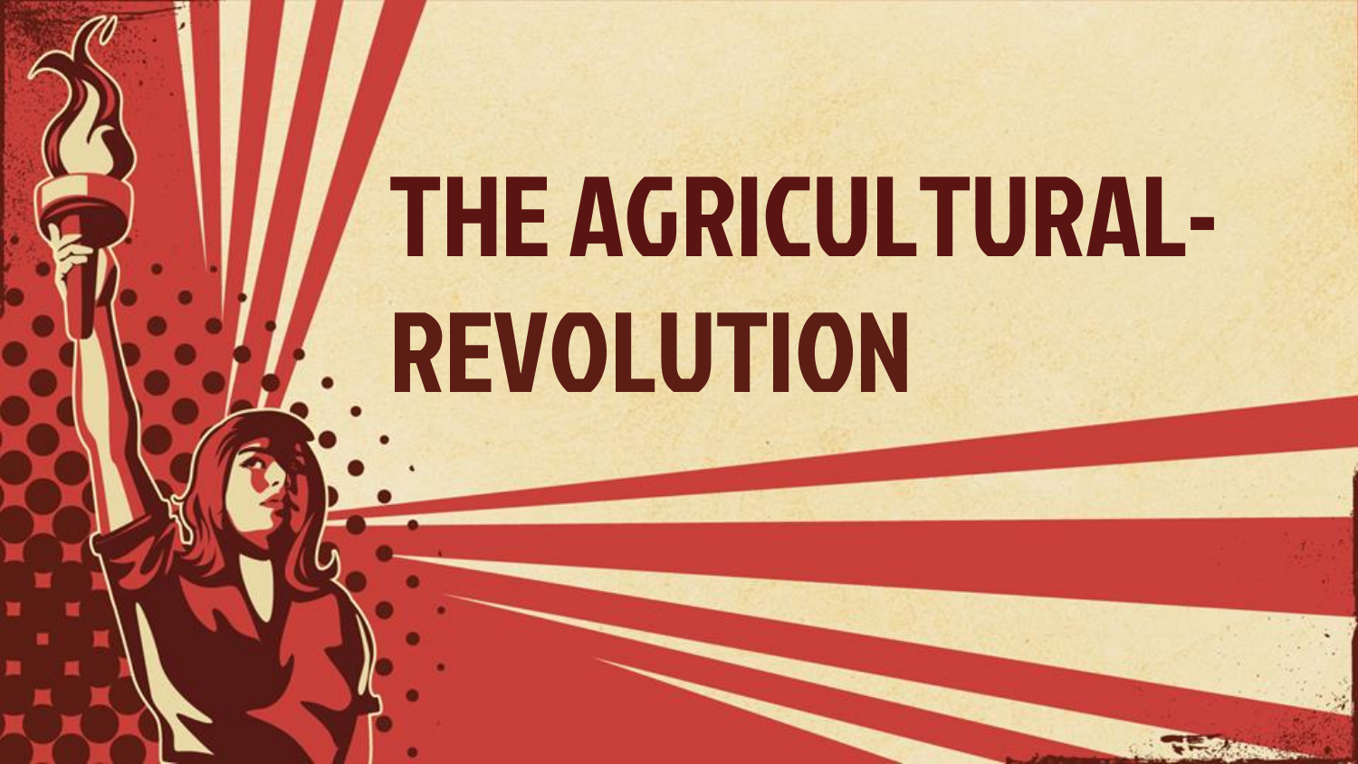# THE AGRICULTURAL-REVOLUTION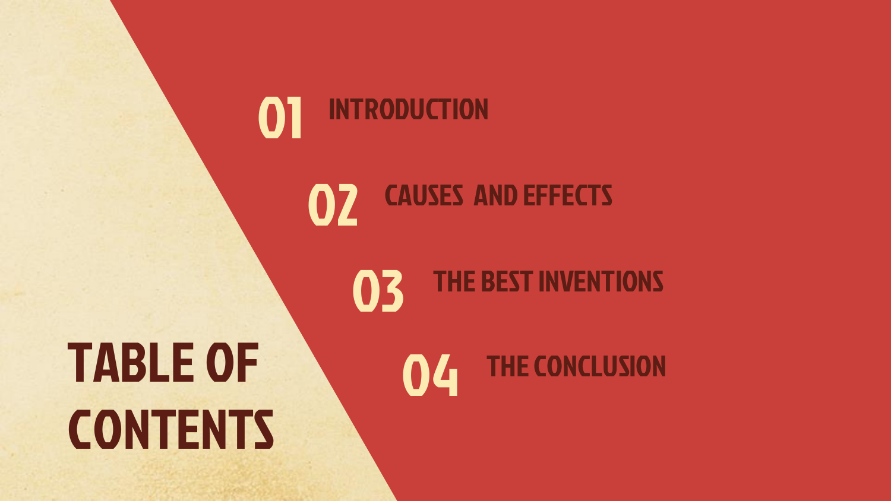# TABLE OF CONTENTS

01 INTRODUCTION

02 CAUSES AND EFFECTS

03 THE BEST INVENTIONS

04 THE CONCLUSION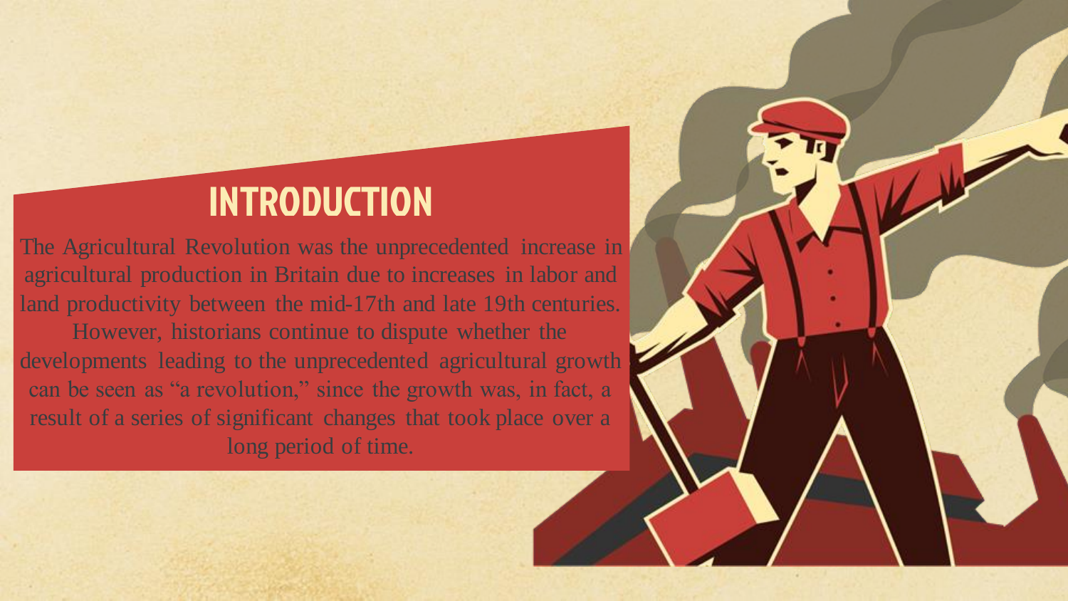# INTRODUCTION

The Agricultural Revolution was the unprecedented increase in agricultural production in Britain due to increases in labor and land productivity between the mid-17th and late 19th centuries. However, historians continue to dispute whether the developments leading to the unprecedented agricultural growth can be seen as "a revolution," since the growth was, in fact, a result of a series of significant changes that took place over a long period of time.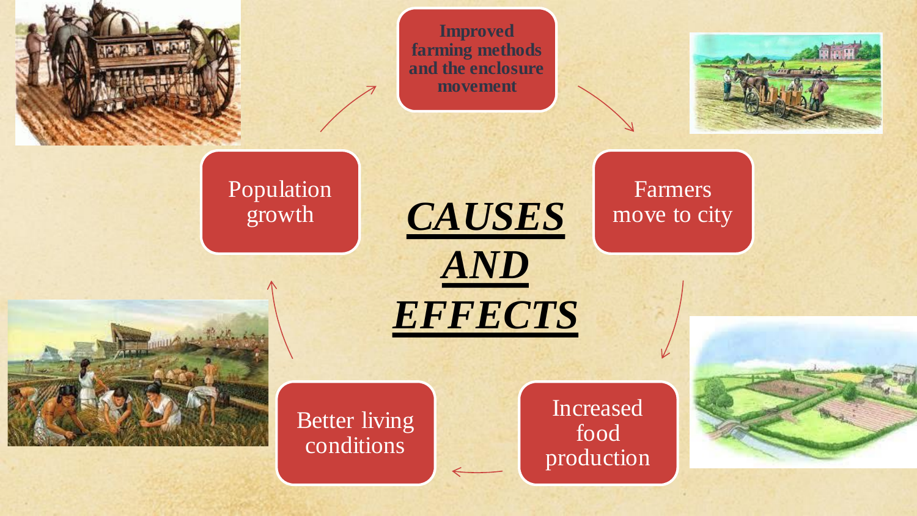# CAUSES AND EFFECTS

- Improved farming methods and the enclosure movement
- Farmers move to city
- Increased food production
- Better living conditions
- Population growth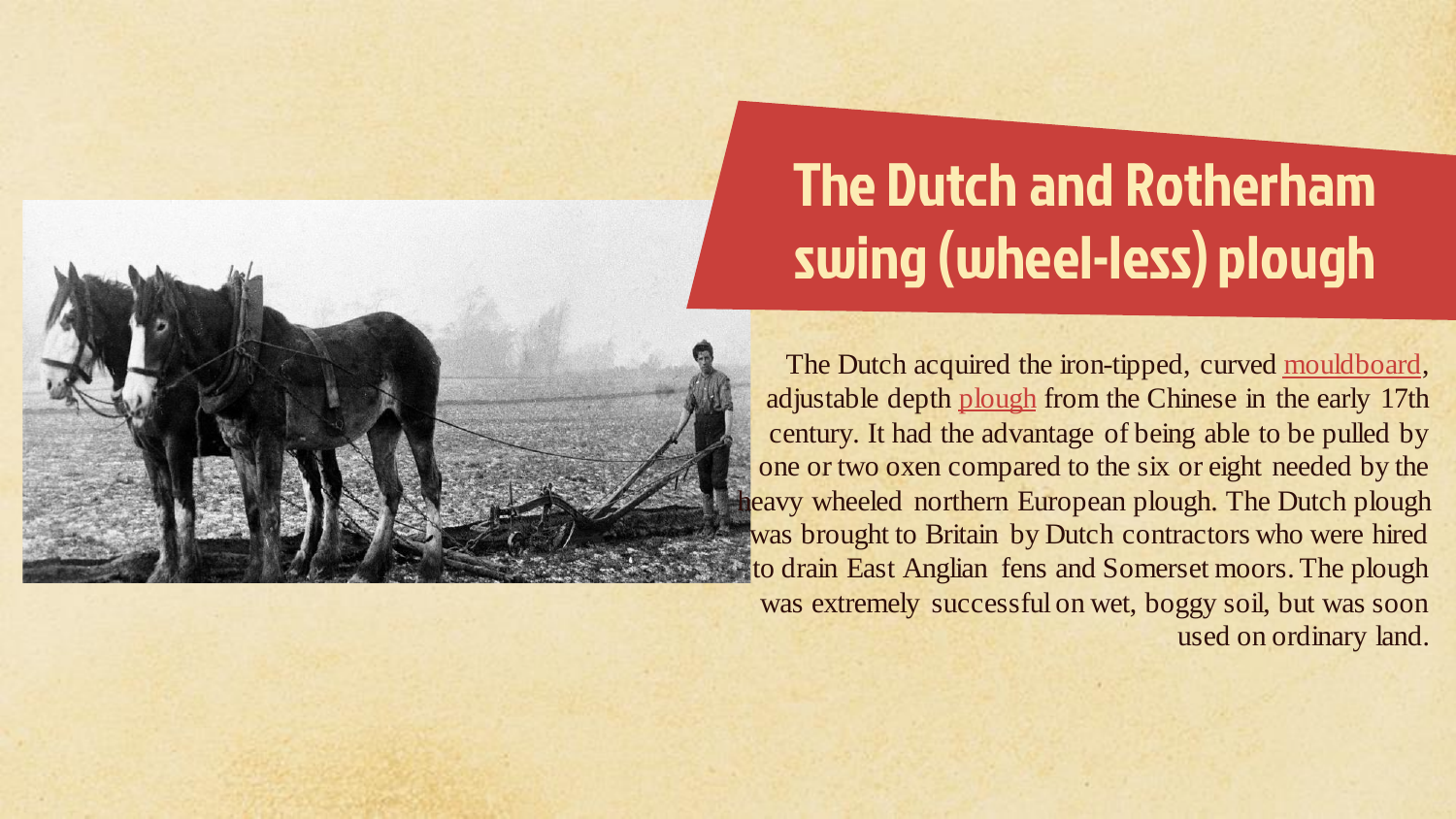# The Dutch and Rotherham swing (wheel-less) plough

The Dutch acquired the iron-tipped, curved mouldboard, adjustable depth plough from the Chinese in the early 17th century. It had the advantage of being able to be pulled by one or two oxen compared to the six or eight needed by the heavy wheeled northern European plough. The Dutch plough was brought to Britain by Dutch contractors who were hired to drain East Anglian fens and Somerset moors. The plough was extremely successful on wet, boggy soil, but was soon used on ordinary land.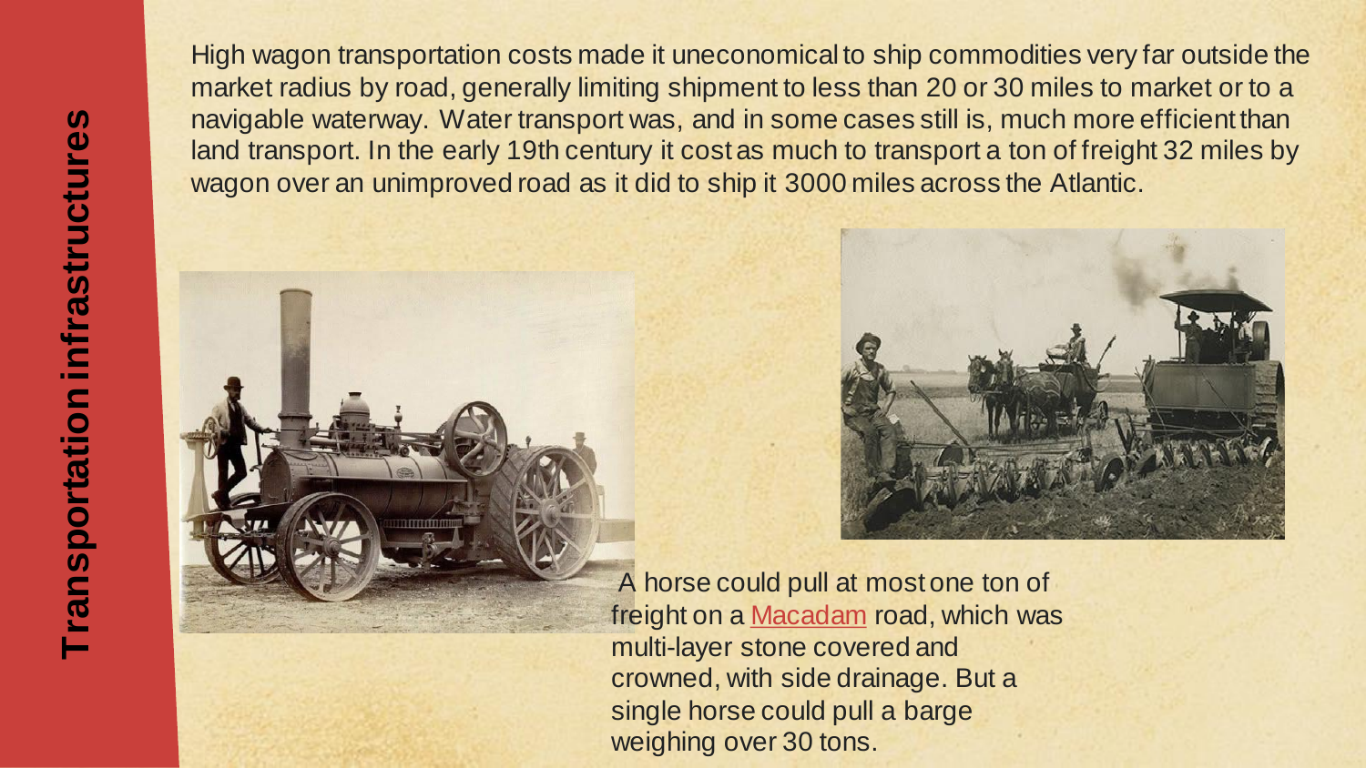# Transportation infrastructures

High wagon transportation costs made it uneconomical to ship commodities very far outside the market radius by road, generally limiting shipment to less than 20 or 30 miles to market or to a navigable waterway. Water transport was, and in some cases still is, much more efficient than land transport. In the early 19th century it cost as much to transport a ton of freight 32 miles by wagon over an unimproved road as it did to ship it 3000 miles across the Atlantic.

A horse could pull at most one ton of freight on a Macadam road, which was multi-layer stone covered and crowned, with side drainage. But a single horse could pull a barge weighing over 30 tons.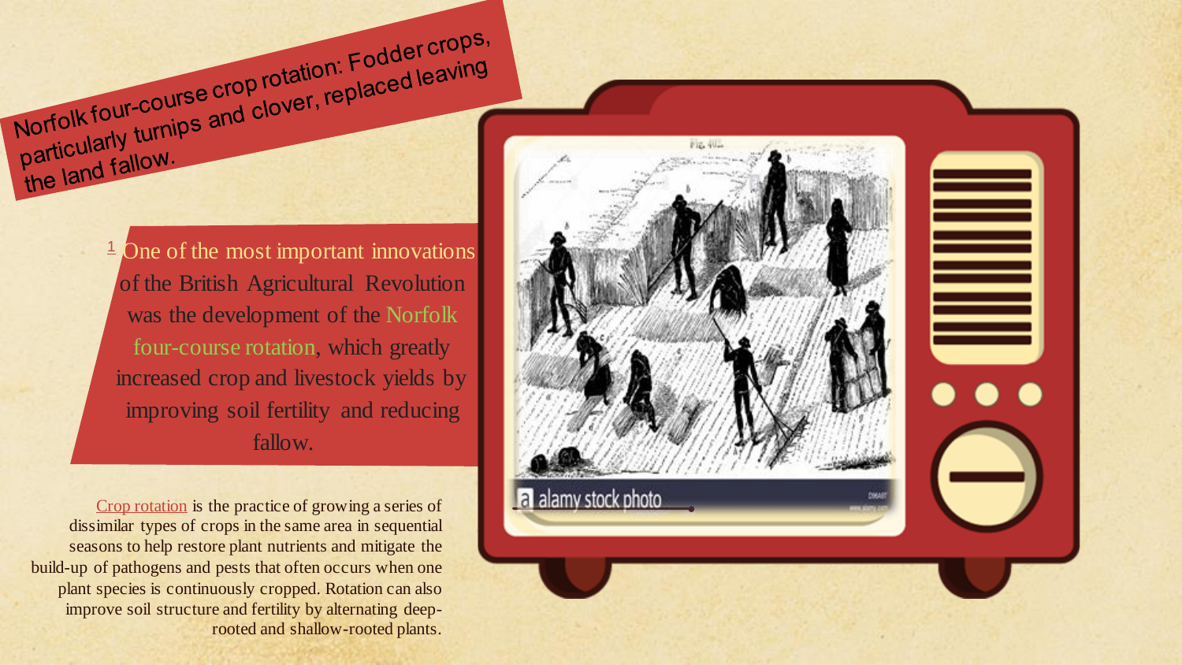## Norfolk four-course crop rotation: Fodder crops, particularly turnips and clover, replaced leaving the land fallow.

[1] One of the most important innovations of the British Agricultural Revolution was the development of the Norfolk four-course rotation, which greatly increased crop and livestock yields by improving soil fertility and reducing fallow.

Crop rotation is the practice of growing a series of dissimilar types of crops in the same area in sequential seasons to help restore plant nutrients and mitigate the build-up of pathogens and pests that often occurs when one plant species is continuously cropped. Rotation can also improve soil structure and fertility by alternating deep-rooted and shallow-rooted plants.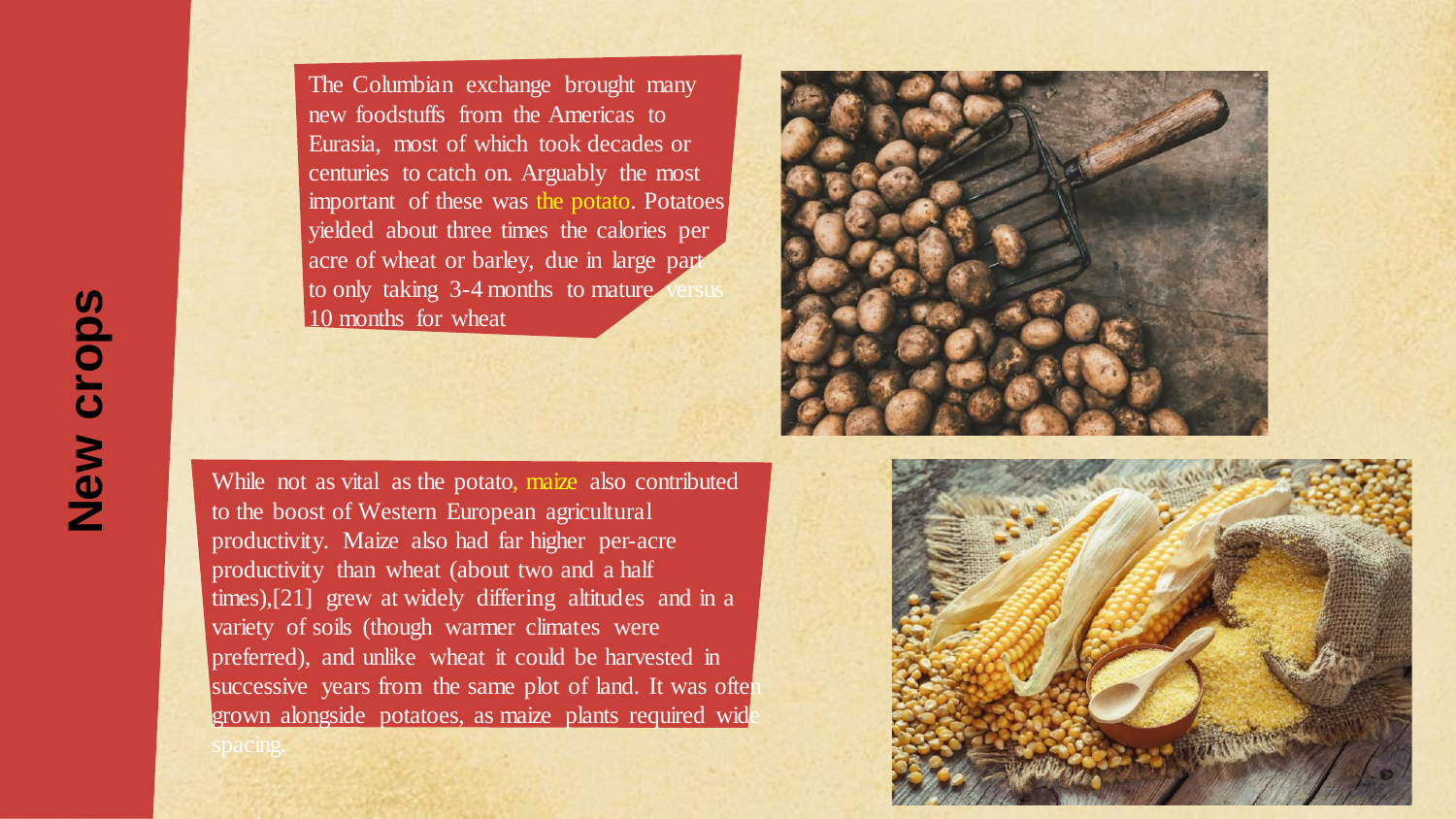# New crops

The Columbian exchange brought many new foodstuffs from the Americas to Eurasia, most of which took decades or centuries to catch on. Arguably the most important of these was the potato. Potatoes yielded about three times the calories per acre of wheat or barley, due in large part to only taking 3-4 months to mature versus 10 months for wheat

While not as vital as the potato, maize also contributed to the boost of Western European agricultural productivity. Maize also had far higher per-acre productivity than wheat (about two and a half times),[21] grew at widely differing altitudes and in a variety of soils (though warmer climates were preferred), and unlike wheat it could be harvested in successive years from the same plot of land. It was often grown alongside potatoes, as maize plants required wide spacing.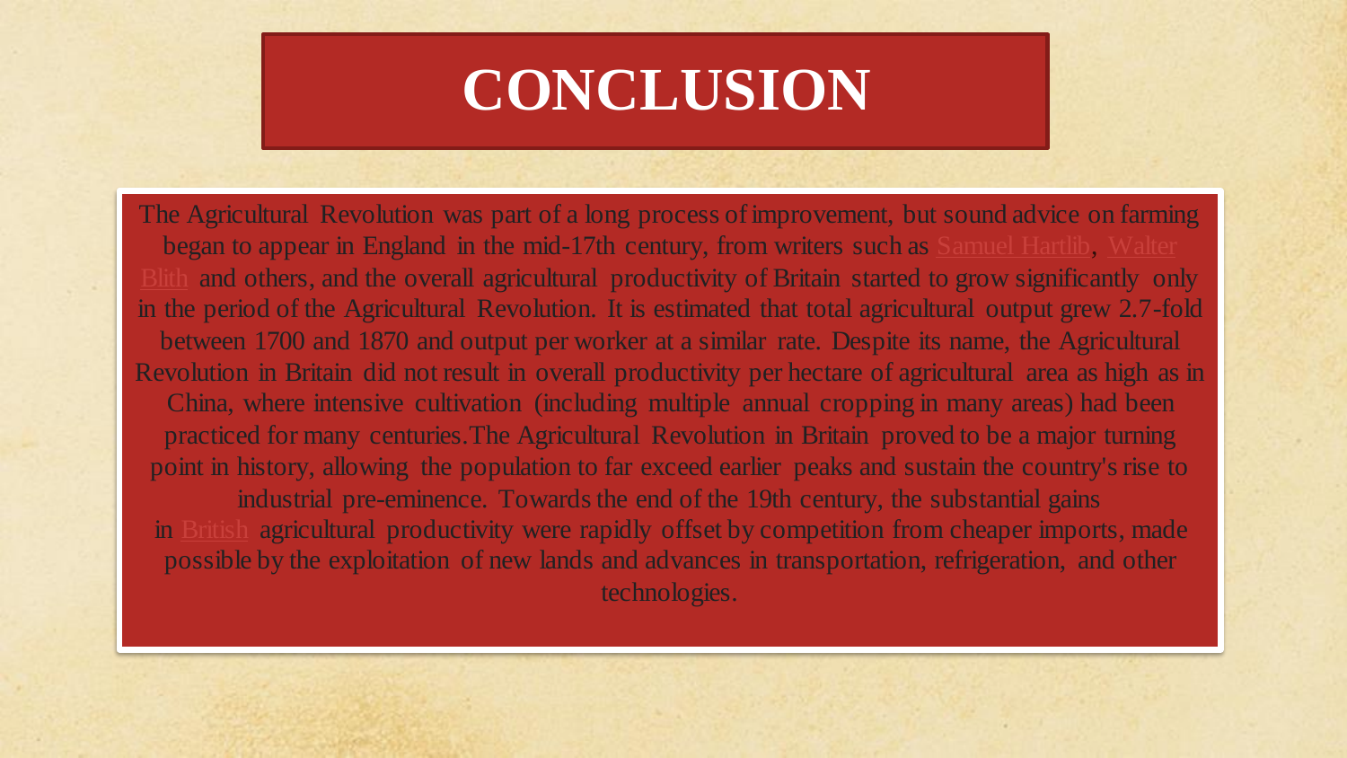# CONCLUSION

The Agricultural Revolution was part of a long process of improvement, but sound advice on farming began to appear in England in the mid-17th century, from writers such as Samuel Hartlib, Walter Blith and others, and the overall agricultural productivity of Britain started to grow significantly only in the period of the Agricultural Revolution. It is estimated that total agricultural output grew 2.7-fold between 1700 and 1870 and output per worker at a similar rate. Despite its name, the Agricultural Revolution in Britain did not result in overall productivity per hectare of agricultural area as high as in China, where intensive cultivation (including multiple annual cropping in many areas) had been practiced for many centuries.The Agricultural Revolution in Britain proved to be a major turning point in history, allowing the population to far exceed earlier peaks and sustain the country's rise to industrial pre-eminence. Towards the end of the 19th century, the substantial gains in British agricultural productivity were rapidly offset by competition from cheaper imports, made possible by the exploitation of new lands and advances in transportation, refrigeration, and other technologies.